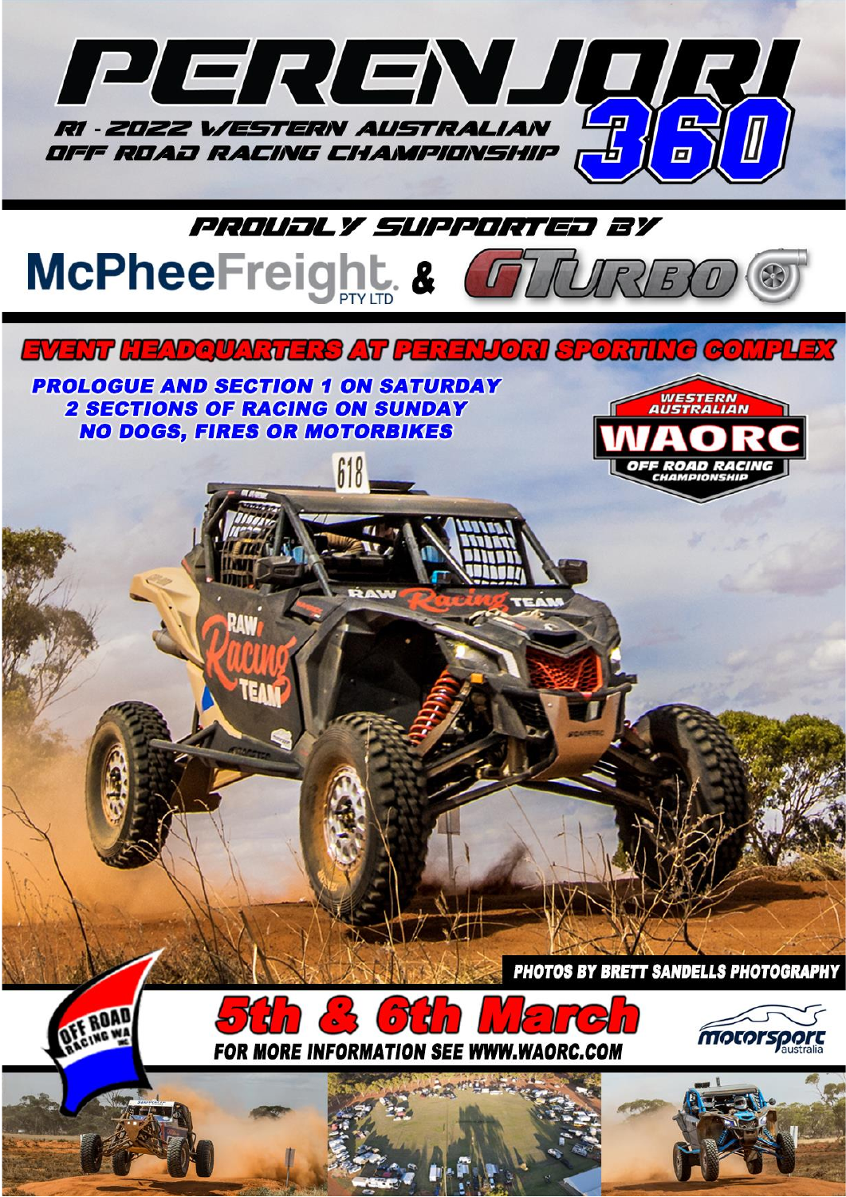# PERENJORI 360

## R1 - 2022 WESTERN AUSTRALIAN OFF ROAD RACING CHAMPIONSHIP

### PROUDLY SUPPORTED BY

**McPheeFreight PTY LTD & GTURBO**

## EVENT HEADQUARTERS AT PERENJORI SPORTING COMPLEX

**PROLOGUE AND SECTION 1 ON SATURDAY**
**2 SECTIONS OF RACING ON SUNDAY**
**NO DOGS, FIRES OR MOTORBIKES**

WESTERN AUSTRALIAN WAORC OFF ROAD RACING CHAMPIONSHIP

PHOTOS BY BRETT SANDELLS PHOTOGRAPHY

## 5th & 6th March

FOR MORE INFORMATION SEE WWW.WAORC.COM

OFF ROAD RACING WA INC

motorsport australia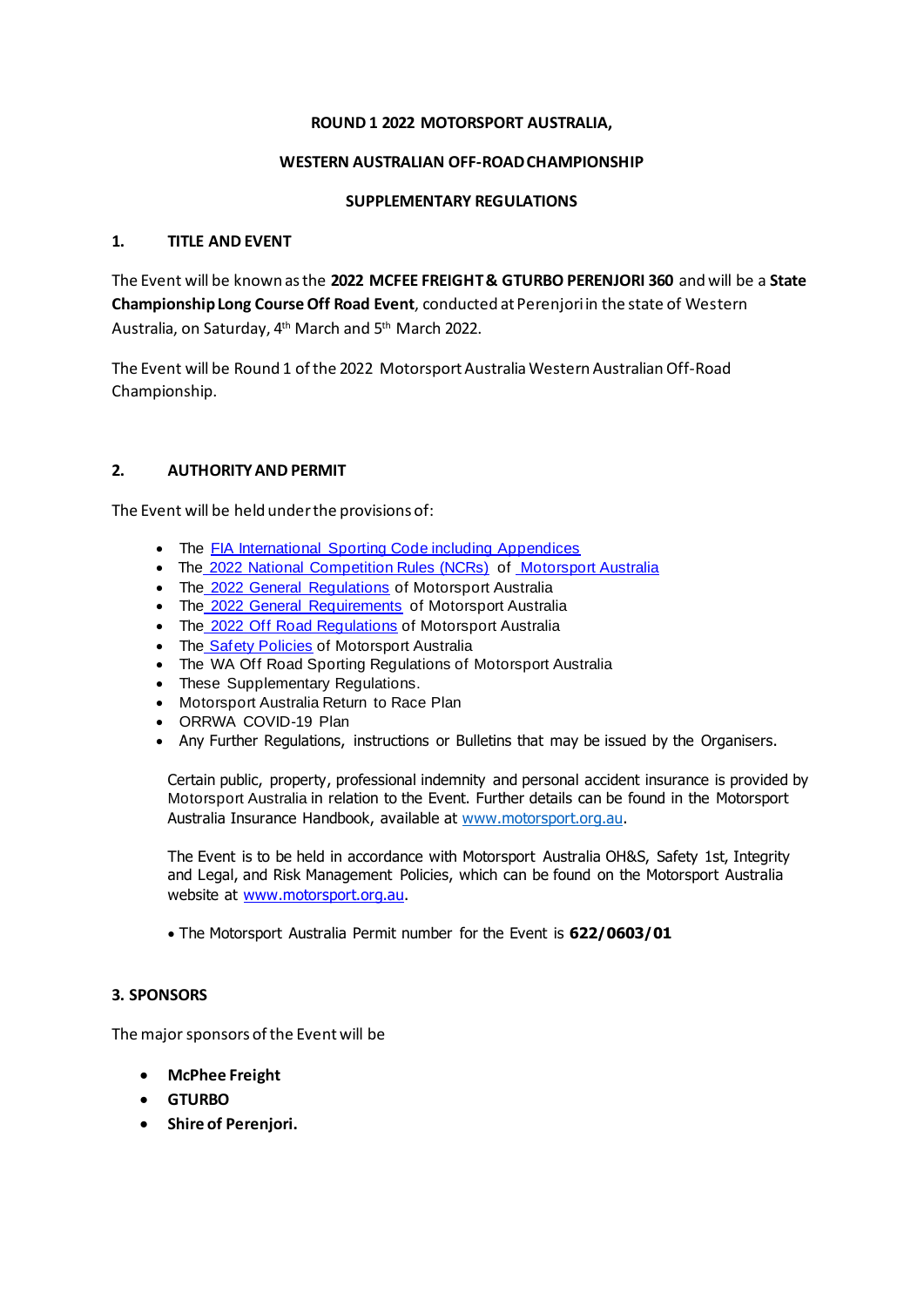**ROUND 1 2022 MOTORSPORT AUSTRALIA,**

**WESTERN AUSTRALIAN OFF-ROAD CHAMPIONSHIP**

**SUPPLEMENTARY REGULATIONS**

## 1. TITLE AND EVENT

The Event will be known as the **2022 MCFEE FREIGHT & GTURBO PERENJORI 360** and will be a **State Championship Long Course Off Road Event**, conducted at Perenjori in the state of Western Australia, on Saturday, 4th March and 5th March 2022.

The Event will be Round 1 of the 2022 Motorsport Australia Western Australian Off-Road Championship.

## 2. AUTHORITY AND PERMIT

The Event will be held under the provisions of:

- The FIA International Sporting Code including Appendices
- The 2022 National Competition Rules (NCRs) of Motorsport Australia
- The 2022 General Regulations of Motorsport Australia
- The 2022 General Requirements of Motorsport Australia
- The 2022 Off Road Regulations of Motorsport Australia
- The Safety Policies of Motorsport Australia
- The WA Off Road Sporting Regulations of Motorsport Australia
- These Supplementary Regulations.
- Motorsport Australia Return to Race Plan
- ORRWA COVID-19 Plan
- Any Further Regulations, instructions or Bulletins that may be issued by the Organisers.

Certain public, property, professional indemnity and personal accident insurance is provided by Motorsport Australia in relation to the Event. Further details can be found in the Motorsport Australia Insurance Handbook, available at www.motorsport.org.au.

The Event is to be held in accordance with Motorsport Australia OH&S, Safety 1st, Integrity and Legal, and Risk Management Policies, which can be found on the Motorsport Australia website at www.motorsport.org.au.

- The Motorsport Australia Permit number for the Event is **622/0603/01**

## 3. SPONSORS

The major sponsors of the Event will be

- **McPhee Freight**
- **GTURBO**
- **Shire of Perenjori.**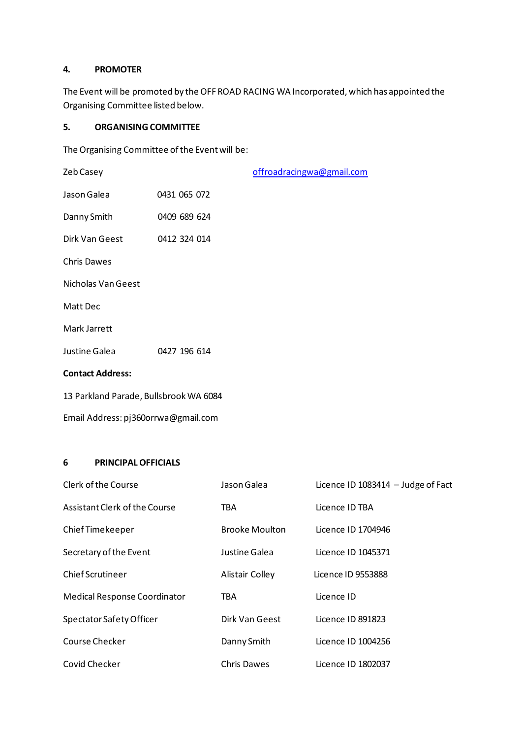#### 4. PROMOTER

The Event will be promoted by the OFF ROAD RACING WA Incorporated, which has appointed the Organising Committee listed below.

#### 5. ORGANISING COMMITTEE

The Organising Committee of the Event will be:

| | | |
|---|---|---|
| Zeb Casey | | offroadracingwa@gmail.com |
| Jason Galea | 0431 065 072 | |
| Danny Smith | 0409 689 624 | |
| Dirk Van Geest | 0412 324 014 | |
| Chris Dawes | | |
| Nicholas Van Geest | | |
| Matt Dec | | |
| Mark Jarrett | | |
| Justine Galea | 0427 196 614 | |

**Contact Address:**

13 Parkland Parade, Bullsbrook WA 6084

Email Address: pj360orrwa@gmail.com

#### 6 PRINCIPAL OFFICIALS

| | | |
|---|---|---|
| Clerk of the Course | Jason Galea | Licence ID 1083414 – Judge of Fact |
| Assistant Clerk of the Course | TBA | Licence ID TBA |
| Chief Timekeeper | Brooke Moulton | Licence ID 1704946 |
| Secretary of the Event | Justine Galea | Licence ID 1045371 |
| Chief Scrutineer | Alistair Colley | Licence ID 9553888 |
| Medical Response Coordinator | TBA | Licence ID |
| Spectator Safety Officer | Dirk Van Geest | Licence ID 891823 |
| Course Checker | Danny Smith | Licence ID 1004256 |
| Covid Checker | Chris Dawes | Licence ID 1802037 |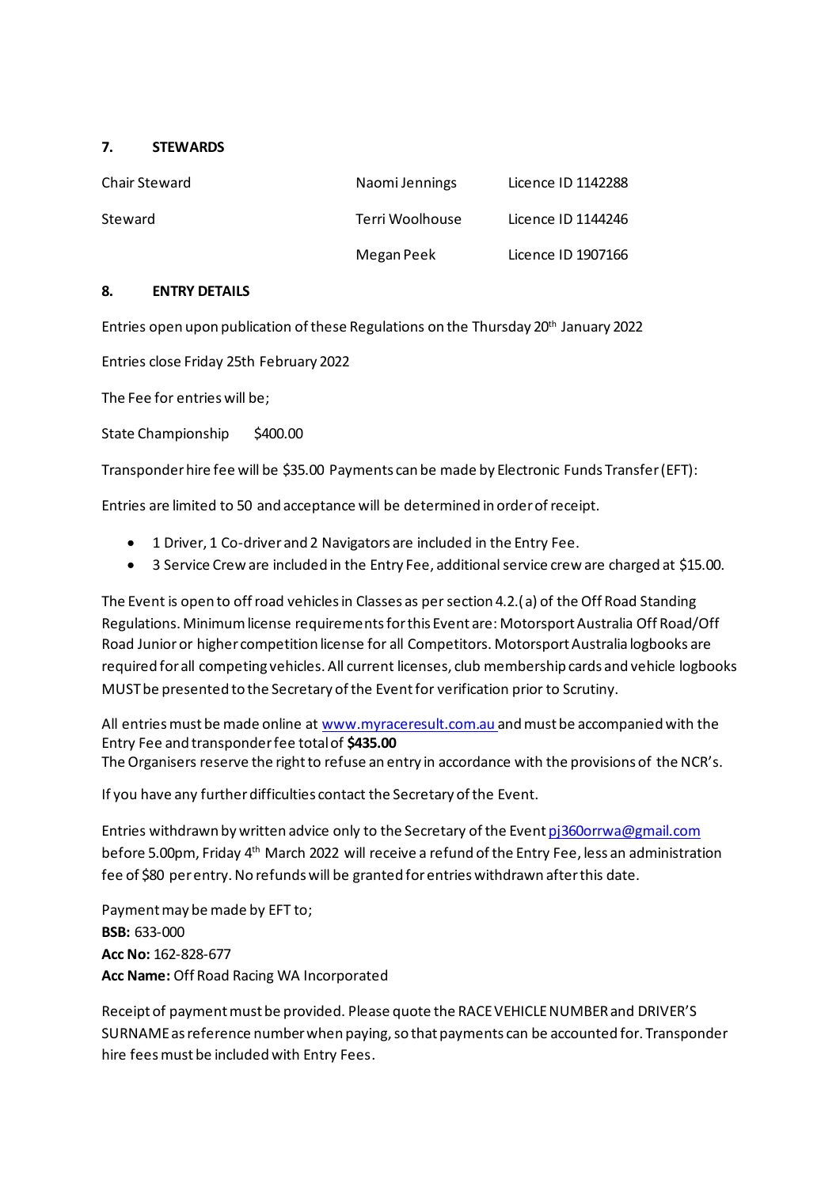## 7. STEWARDS

| | | |
|---|---|---|
| Chair Steward | Naomi Jennings | Licence ID 1142288 |
| Steward | Terri Woolhouse | Licence ID 1144246 |
| | Megan Peek | Licence ID 1907166 |

## 8. ENTRY DETAILS

Entries open upon publication of these Regulations on the Thursday 20th January 2022

Entries close Friday 25th February 2022

The Fee for entries will be;

State Championship $400.00

Transponder hire fee will be $35.00 Payments can be made by Electronic Funds Transfer (EFT):

Entries are limited to 50 and acceptance will be determined in order of receipt.

- 1 Driver, 1 Co-driver and 2 Navigators are included in the Entry Fee.
- 3 Service Crew are included in the Entry Fee, additional service crew are charged at $15.00.

The Event is open to off road vehicles in Classes as per section 4.2.(a) of the Off Road Standing Regulations. Minimum license requirements for this Event are: Motorsport Australia Off Road/Off Road Junior or higher competition license for all Competitors. Motorsport Australia logbooks are required for all competing vehicles. All current licenses, club membership cards and vehicle logbooks MUST be presented to the Secretary of the Event for verification prior to Scrutiny.

All entries must be made online at www.myraceresult.com.au and must be accompanied with the Entry Fee and transponder fee total of **$435.00**
The Organisers reserve the right to refuse an entry in accordance with the provisions of the NCR's.

If you have any further difficulties contact the Secretary of the Event.

Entries withdrawn by written advice only to the Secretary of the Event pj360orrwa@gmail.com before 5.00pm, Friday 4th March 2022 will receive a refund of the Entry Fee, less an administration fee of $80 per entry. No refunds will be granted for entries withdrawn after this date.

Payment may be made by EFT to;
**BSB:** 633-000
**Acc No:** 162-828-677
**Acc Name:** Off Road Racing WA Incorporated

Receipt of payment must be provided. Please quote the RACE VEHICLE NUMBER and DRIVER'S SURNAME as reference number when paying, so that payments can be accounted for. Transponder hire fees must be included with Entry Fees.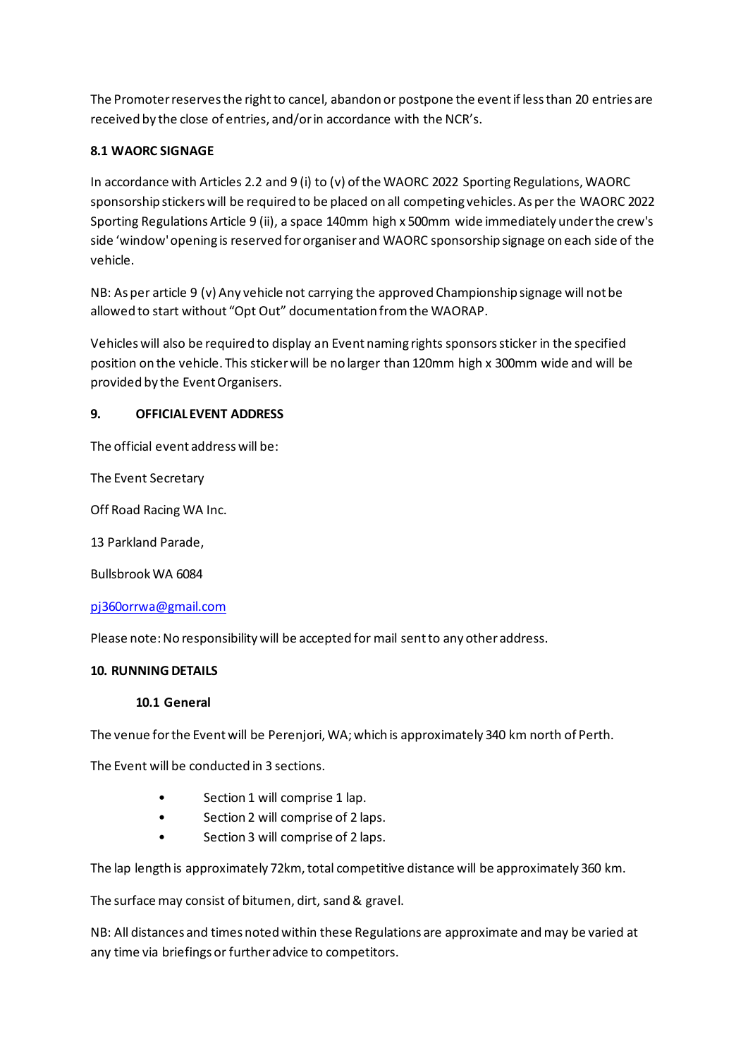The Promoter reserves the right to cancel, abandon or postpone the event if less than 20 entries are received by the close of entries, and/or in accordance with the NCR's.

**8.1 WAORC SIGNAGE**

In accordance with Articles 2.2 and 9 (i) to (v) of the WAORC 2022 Sporting Regulations, WAORC sponsorship stickers will be required to be placed on all competing vehicles. As per the WAORC 2022 Sporting Regulations Article 9 (ii), a space 140mm high x 500mm wide immediately under the crew's side 'window' opening is reserved for organiser and WAORC sponsorship signage on each side of the vehicle.

NB: As per article 9 (v) Any vehicle not carrying the approved Championship signage will not be allowed to start without "Opt Out" documentation from the WAORAP.

Vehicles will also be required to display an Event naming rights sponsors sticker in the specified position on the vehicle. This sticker will be no larger than 120mm high x 300mm wide and will be provided by the Event Organisers.

## 9. OFFICIAL EVENT ADDRESS

The official event address will be:

The Event Secretary

Off Road Racing WA Inc.

13 Parkland Parade,

Bullsbrook WA 6084

pj360orrwa@gmail.com

Please note: No responsibility will be accepted for mail sent to any other address.

## 10. RUNNING DETAILS

### 10.1 General

The venue for the Event will be Perenjori, WA; which is approximately 340 km north of Perth.

The Event will be conducted in 3 sections.

- Section 1 will comprise 1 lap.
- Section 2 will comprise of 2 laps.
- Section 3 will comprise of 2 laps.

The lap length is approximately 72km, total competitive distance will be approximately 360 km.

The surface may consist of bitumen, dirt, sand & gravel.

NB: All distances and times noted within these Regulations are approximate and may be varied at any time via briefings or further advice to competitors.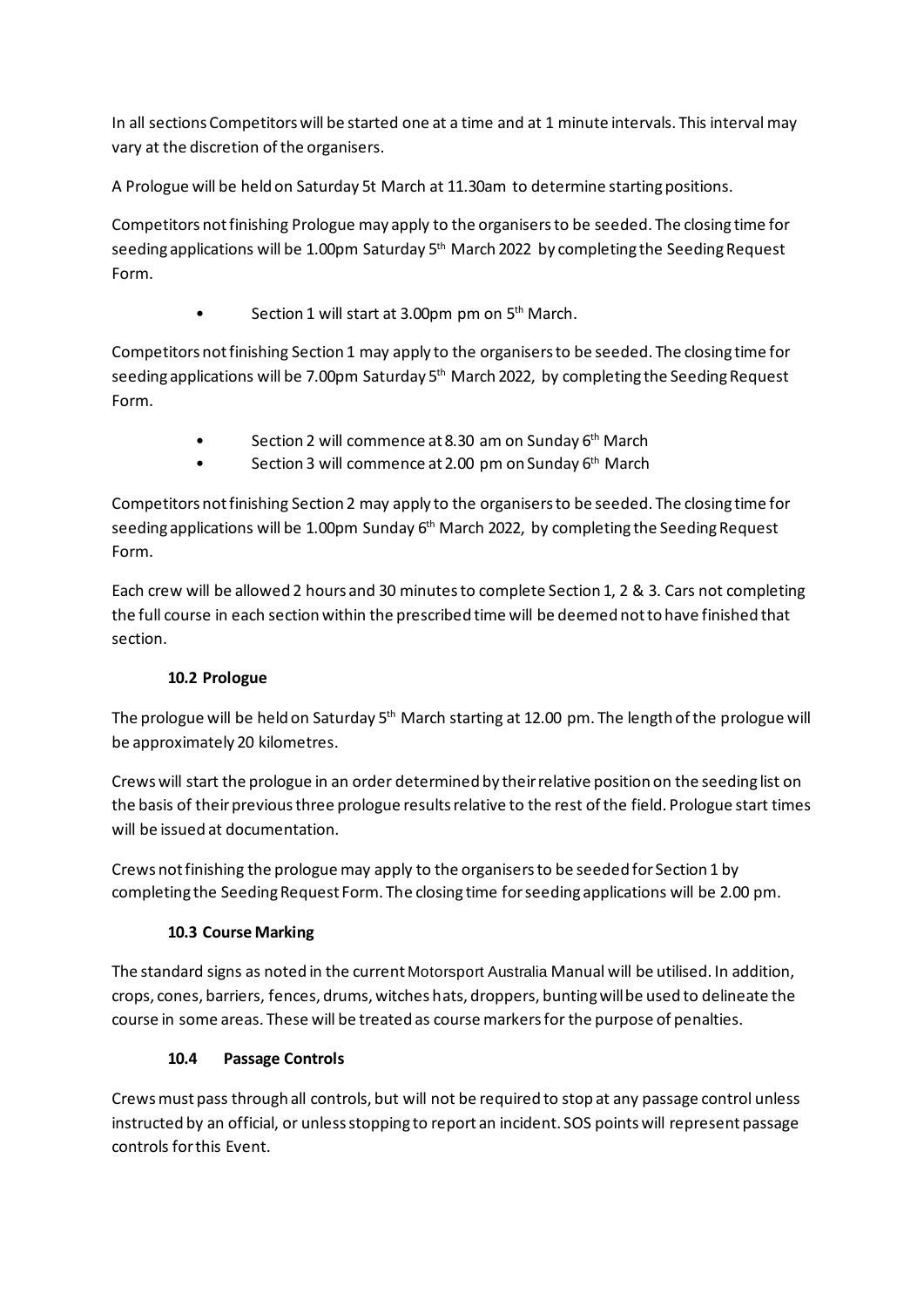In all sections Competitors will be started one at a time and at 1 minute intervals. This interval may vary at the discretion of the organisers.

A Prologue will be held on Saturday 5t March at 11.30am to determine starting positions.

Competitors not finishing Prologue may apply to the organisers to be seeded. The closing time for seeding applications will be 1.00pm Saturday 5th March 2022 by completing the Seeding Request Form.

- Section 1 will start at 3.00pm pm on 5th March.

Competitors not finishing Section 1 may apply to the organisers to be seeded. The closing time for seeding applications will be 7.00pm Saturday 5th March 2022, by completing the Seeding Request Form.

- Section 2 will commence at 8.30 am on Sunday 6th March
- Section 3 will commence at 2.00 pm on Sunday 6th March

Competitors not finishing Section 2 may apply to the organisers to be seeded. The closing time for seeding applications will be 1.00pm Sunday 6th March 2022, by completing the Seeding Request Form.

Each crew will be allowed 2 hours and 30 minutes to complete Section 1, 2 & 3. Cars not completing the full course in each section within the prescribed time will be deemed not to have finished that section.

### 10.2 Prologue

The prologue will be held on Saturday 5th March starting at 12.00 pm. The length of the prologue will be approximately 20 kilometres.

Crews will start the prologue in an order determined by their relative position on the seeding list on the basis of their previous three prologue results relative to the rest of the field. Prologue start times will be issued at documentation.

Crews not finishing the prologue may apply to the organisers to be seeded for Section 1 by completing the Seeding Request Form. The closing time for seeding applications will be 2.00 pm.

### 10.3 Course Marking

The standard signs as noted in the current Motorsport Australia Manual will be utilised. In addition, crops, cones, barriers, fences, drums, witches hats, droppers, bunting will be used to delineate the course in some areas. These will be treated as course markers for the purpose of penalties.

### 10.4 Passage Controls

Crews must pass through all controls, but will not be required to stop at any passage control unless instructed by an official, or unless stopping to report an incident. SOS points will represent passage controls for this Event.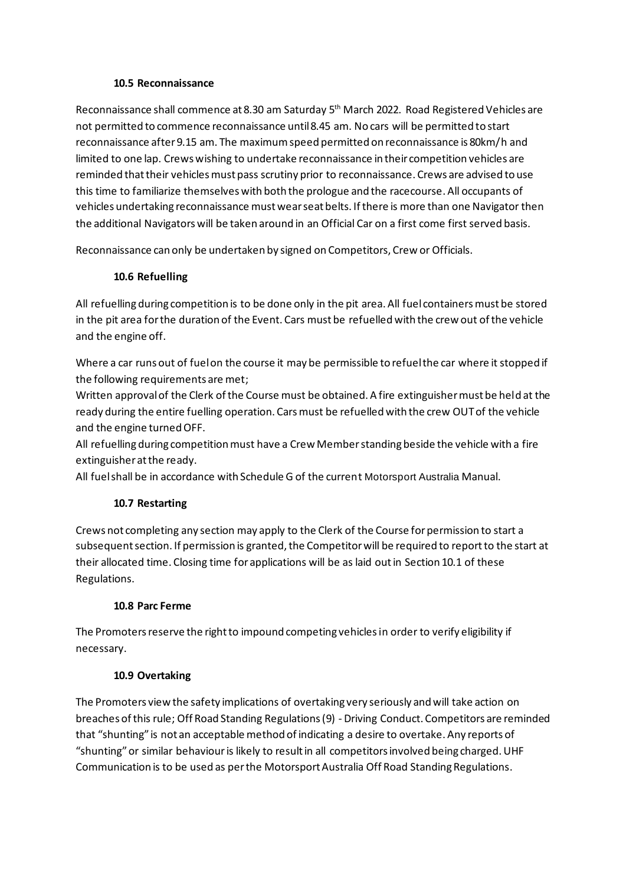### 10.5 Reconnaissance

Reconnaissance shall commence at 8.30 am Saturday 5th March 2022. Road Registered Vehicles are not permitted to commence reconnaissance until 8.45 am. No cars will be permitted to start reconnaissance after 9.15 am. The maximum speed permitted on reconnaissance is 80km/h and limited to one lap. Crews wishing to undertake reconnaissance in their competition vehicles are reminded that their vehicles must pass scrutiny prior to reconnaissance. Crews are advised to use this time to familiarize themselves with both the prologue and the racecourse. All occupants of vehicles undertaking reconnaissance must wear seat belts. If there is more than one Navigator then the additional Navigators will be taken around in an Official Car on a first come first served basis.

Reconnaissance can only be undertaken by signed on Competitors, Crew or Officials.

### 10.6 Refuelling

All refuelling during competition is to be done only in the pit area. All fuel containers must be stored in the pit area for the duration of the Event. Cars must be refuelled with the crew out of the vehicle and the engine off.

Where a car runs out of fuel on the course it may be permissible to refuel the car where it stopped if the following requirements are met;
Written approval of the Clerk of the Course must be obtained. A fire extinguisher must be held at the ready during the entire fuelling operation. Cars must be refuelled with the crew OUT of the vehicle and the engine turned OFF.
All refuelling during competition must have a Crew Member standing beside the vehicle with a fire extinguisher at the ready.
All fuel shall be in accordance with Schedule G of the current Motorsport Australia Manual.

### 10.7 Restarting

Crews not completing any section may apply to the Clerk of the Course for permission to start a subsequent section. If permission is granted, the Competitor will be required to report to the start at their allocated time. Closing time for applications will be as laid out in Section 10.1 of these Regulations.

### 10.8 Parc Ferme

The Promoters reserve the right to impound competing vehicles in order to verify eligibility if necessary.

### 10.9 Overtaking

The Promoters view the safety implications of overtaking very seriously and will take action on breaches of this rule; Off Road Standing Regulations (9) - Driving Conduct. Competitors are reminded that "shunting" is not an acceptable method of indicating a desire to overtake. Any reports of "shunting" or similar behaviour is likely to result in all competitors involved being charged. UHF Communication is to be used as per the Motorsport Australia Off Road Standing Regulations.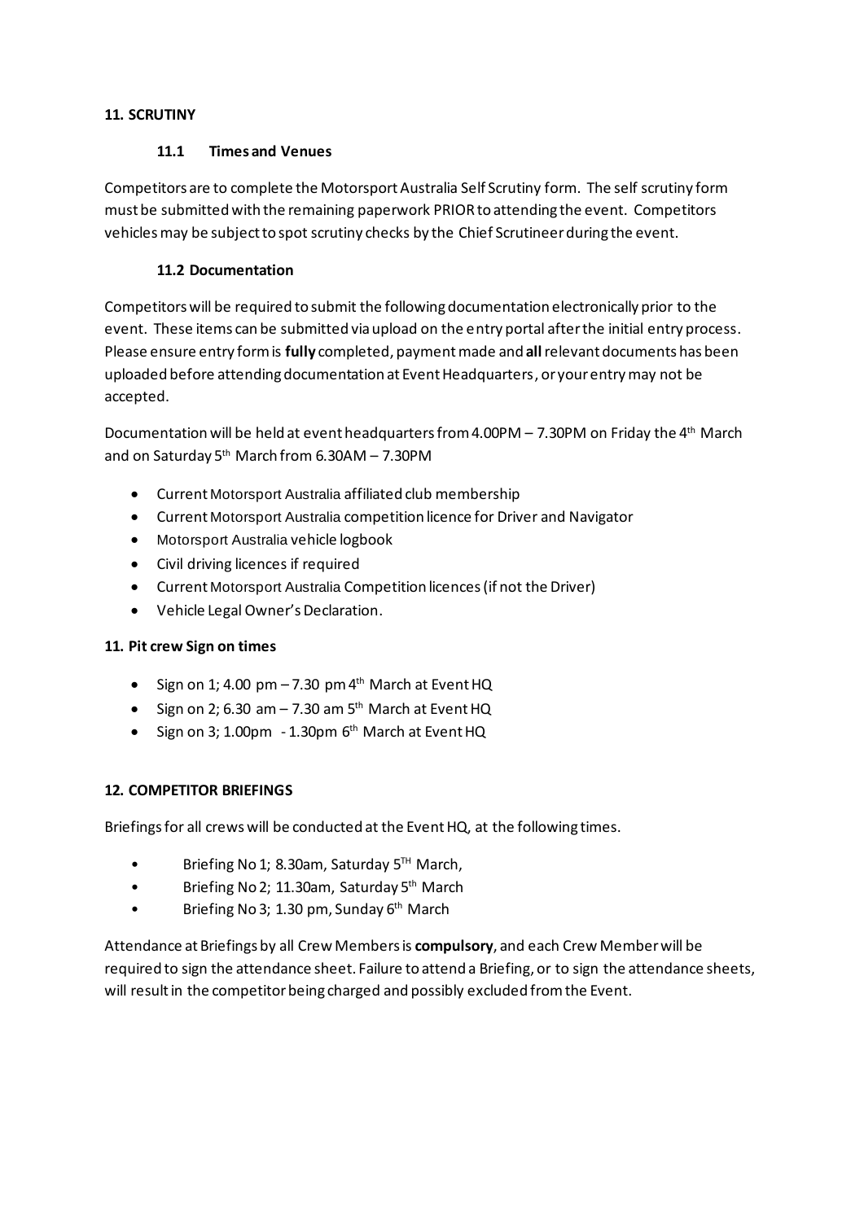## 11. SCRUTINY

### 11.1 Times and Venues

Competitors are to complete the Motorsport Australia Self Scrutiny form. The self scrutiny form must be submitted with the remaining paperwork PRIOR to attending the event. Competitors vehicles may be subject to spot scrutiny checks by the Chief Scrutineer during the event.

### 11.2 Documentation

Competitors will be required to submit the following documentation electronically prior to the event. These items can be submitted via upload on the entry portal after the initial entry process. Please ensure entry form is **fully** completed, payment made and **all** relevant documents has been uploaded before attending documentation at Event Headquarters, or your entry may not be accepted.

Documentation will be held at event headquarters from 4.00PM – 7.30PM on Friday the 4th March and on Saturday 5th March from 6.30AM – 7.30PM

- Current Motorsport Australia affiliated club membership
- Current Motorsport Australia competition licence for Driver and Navigator
- Motorsport Australia vehicle logbook
- Civil driving licences if required
- Current Motorsport Australia Competition licences (if not the Driver)
- Vehicle Legal Owner's Declaration.

## 11. Pit crew Sign on times

- Sign on 1; 4.00 pm – 7.30 pm 4th March at Event HQ
- Sign on 2; 6.30 am – 7.30 am 5th March at Event HQ
- Sign on 3; 1.00pm - 1.30pm 6th March at Event HQ

## 12. COMPETITOR BRIEFINGS

Briefings for all crews will be conducted at the Event HQ, at the following times.

- Briefing No 1; 8.30am, Saturday 5TH March,
- Briefing No 2; 11.30am, Saturday 5th March
- Briefing No 3; 1.30 pm, Sunday 6th March

Attendance at Briefings by all Crew Members is **compulsory**, and each Crew Member will be required to sign the attendance sheet. Failure to attend a Briefing, or to sign the attendance sheets, will result in the competitor being charged and possibly excluded from the Event.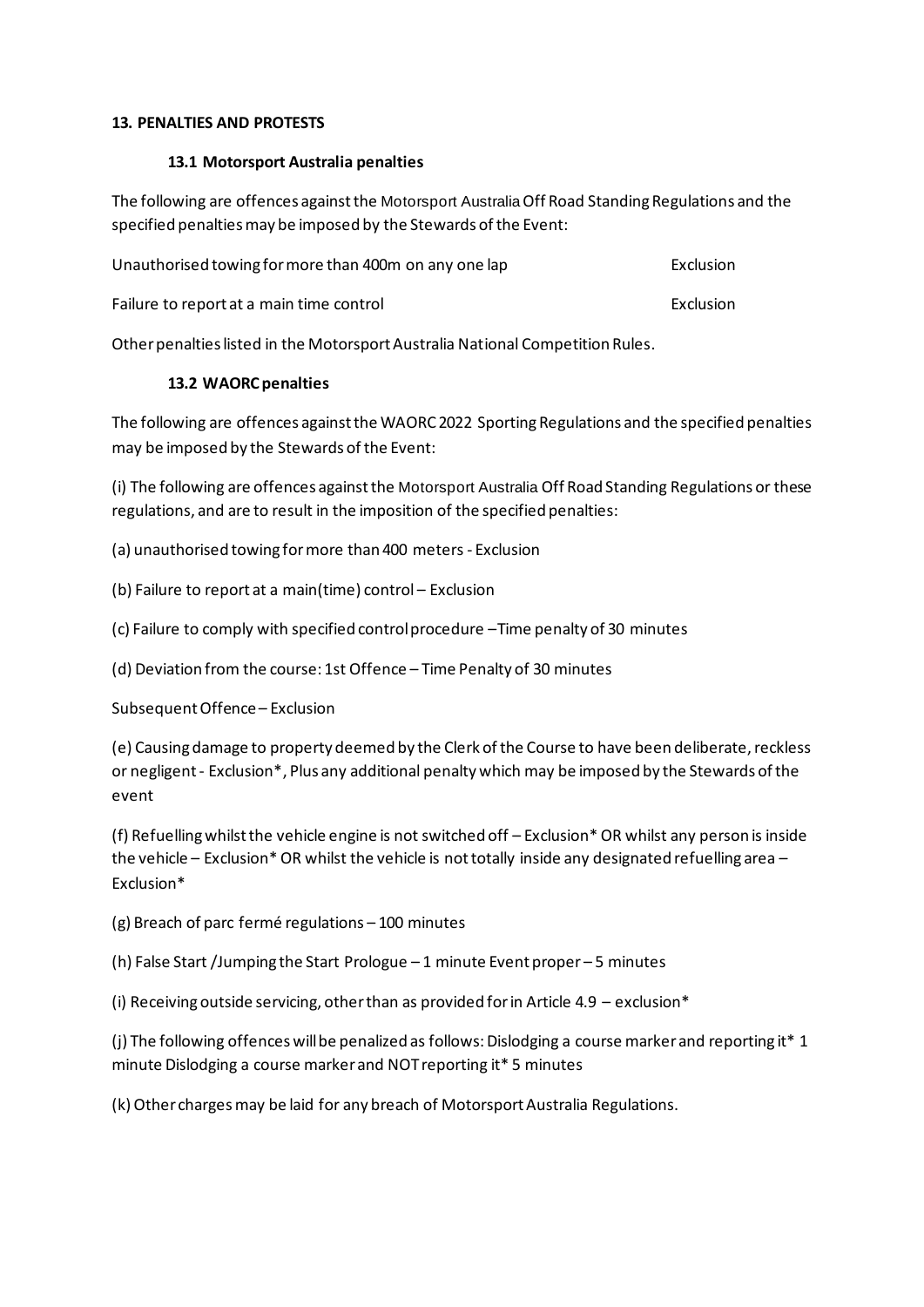## 13. PENALTIES AND PROTESTS

### 13.1 Motorsport Australia penalties

The following are offences against the Motorsport Australia Off Road Standing Regulations and the specified penalties may be imposed by the Stewards of the Event:

| | |
|---|---|
| Unauthorised towing for more than 400m on any one lap | Exclusion |
| Failure to report at a main time control | Exclusion |

Other penalties listed in the Motorsport Australia National Competition Rules.

### 13.2 WAORC penalties

The following are offences against the WAORC 2022 Sporting Regulations and the specified penalties may be imposed by the Stewards of the Event:

(i) The following are offences against the Motorsport Australia Off Road Standing Regulations or these regulations, and are to result in the imposition of the specified penalties:

(a) unauthorised towing for more than 400 meters - Exclusion

(b) Failure to report at a main(time) control – Exclusion

(c) Failure to comply with specified control procedure –Time penalty of 30 minutes

(d) Deviation from the course: 1st Offence – Time Penalty of 30 minutes

Subsequent Offence – Exclusion

(e) Causing damage to property deemed by the Clerk of the Course to have been deliberate, reckless or negligent - Exclusion*, Plus any additional penalty which may be imposed by the Stewards of the event

(f) Refuelling whilst the vehicle engine is not switched off – Exclusion* OR whilst any person is inside the vehicle – Exclusion* OR whilst the vehicle is not totally inside any designated refuelling area – Exclusion*

(g) Breach of parc fermé regulations – 100 minutes

(h) False Start /Jumping the Start Prologue – 1 minute Event proper – 5 minutes

(i) Receiving outside servicing, other than as provided for in Article 4.9 – exclusion*

(j) The following offences will be penalized as follows: Dislodging a course marker and reporting it* 1 minute Dislodging a course marker and NOT reporting it* 5 minutes

(k) Other charges may be laid for any breach of Motorsport Australia Regulations.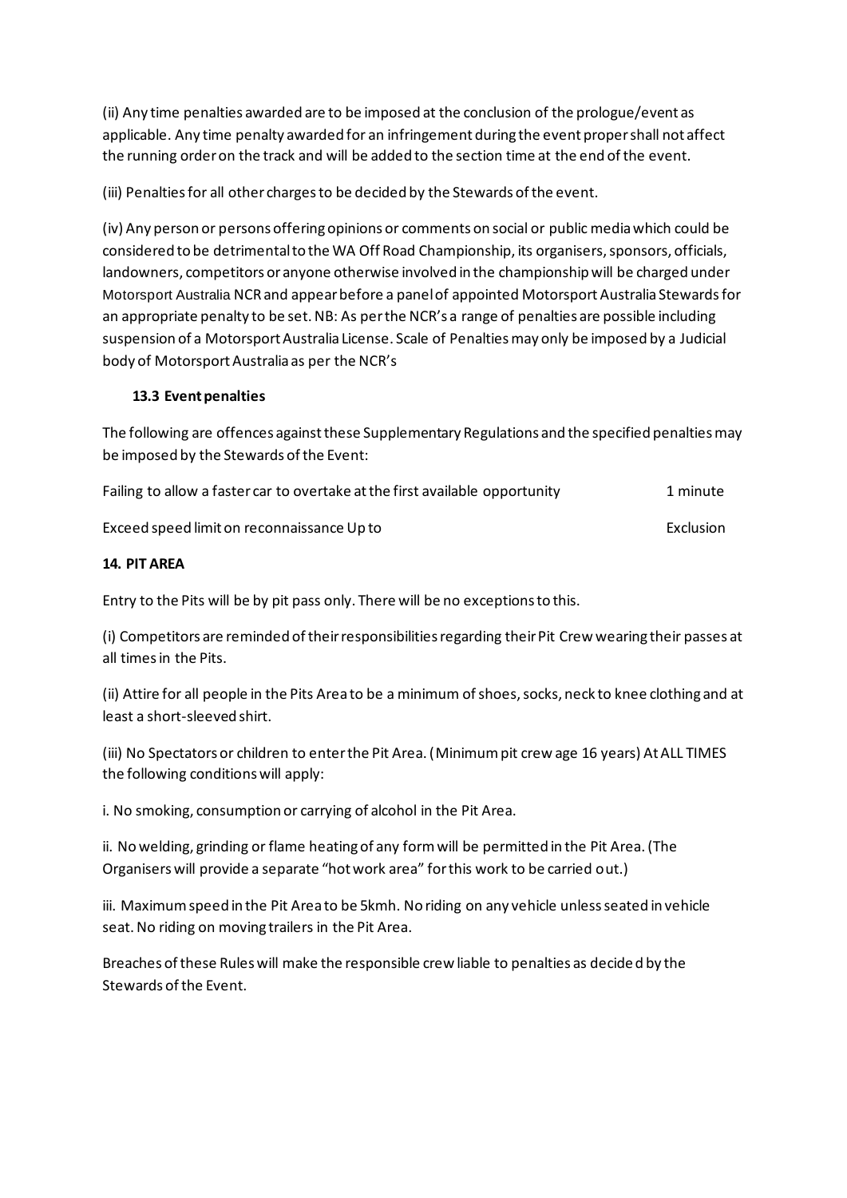(ii) Any time penalties awarded are to be imposed at the conclusion of the prologue/event as applicable. Any time penalty awarded for an infringement during the event proper shall not affect the running order on the track and will be added to the section time at the end of the event.

(iii) Penalties for all other charges to be decided by the Stewards of the event.

(iv) Any person or persons offering opinions or comments on social or public media which could be considered to be detrimental to the WA Off Road Championship, its organisers, sponsors, officials, landowners, competitors or anyone otherwise involved in the championship will be charged under Motorsport Australia NCR and appear before a panel of appointed Motorsport Australia Stewards for an appropriate penalty to be set. NB: As per the NCR's a range of penalties are possible including suspension of a Motorsport Australia License. Scale of Penalties may only be imposed by a Judicial body of Motorsport Australia as per the NCR's

### 13.3 Event penalties

The following are offences against these Supplementary Regulations and the specified penalties may be imposed by the Stewards of the Event:

| | |
|---|---|
| Failing to allow a faster car to overtake at the first available opportunity | 1 minute |
| Exceed speed limit on reconnaissance Up to | Exclusion |

## 14. PIT AREA

Entry to the Pits will be by pit pass only. There will be no exceptions to this.

(i) Competitors are reminded of their responsibilities regarding their Pit Crew wearing their passes at all times in the Pits.

(ii) Attire for all people in the Pits Area to be a minimum of shoes, socks, neck to knee clothing and at least a short-sleeved shirt.

(iii) No Spectators or children to enter the Pit Area. (Minimum pit crew age 16 years) At ALL TIMES the following conditions will apply:

i. No smoking, consumption or carrying of alcohol in the Pit Area.

ii. No welding, grinding or flame heating of any form will be permitted in the Pit Area. (The Organisers will provide a separate "hot work area" for this work to be carried out.)

iii. Maximum speed in the Pit Area to be 5kmh. No riding on any vehicle unless seated in vehicle seat. No riding on moving trailers in the Pit Area.

Breaches of these Rules will make the responsible crew liable to penalties as decided by the Stewards of the Event.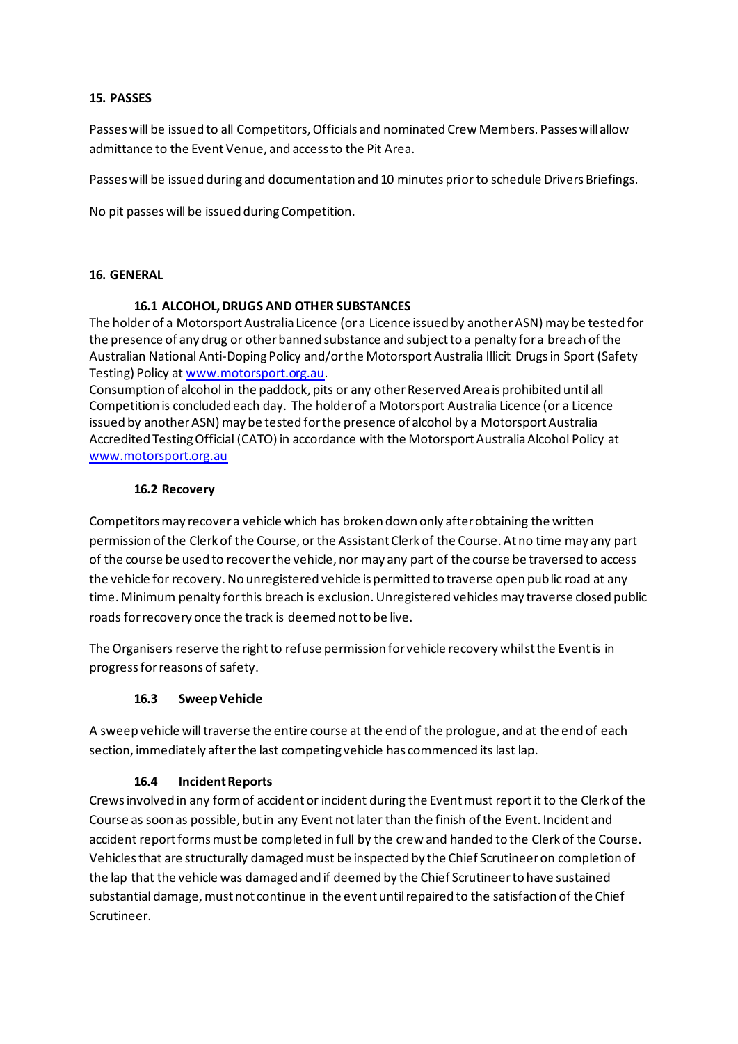## 15. PASSES

Passes will be issued to all Competitors, Officials and nominated Crew Members. Passes will allow admittance to the Event Venue, and access to the Pit Area.

Passes will be issued during and documentation and 10 minutes prior to schedule Drivers Briefings.

No pit passes will be issued during Competition.

## 16. GENERAL

### 16.1 ALCOHOL, DRUGS AND OTHER SUBSTANCES

The holder of a Motorsport Australia Licence (or a Licence issued by another ASN) may be tested for the presence of any drug or other banned substance and subject to a penalty for a breach of the Australian National Anti-Doping Policy and/or the Motorsport Australia Illicit Drugs in Sport (Safety Testing) Policy at www.motorsport.org.au.

Consumption of alcohol in the paddock, pits or any other Reserved Area is prohibited until all Competition is concluded each day. The holder of a Motorsport Australia Licence (or a Licence issued by another ASN) may be tested for the presence of alcohol by a Motorsport Australia Accredited Testing Official (CATO) in accordance with the Motorsport Australia Alcohol Policy at www.motorsport.org.au

### 16.2 Recovery

Competitors may recover a vehicle which has broken down only after obtaining the written permission of the Clerk of the Course, or the Assistant Clerk of the Course. At no time may any part of the course be used to recover the vehicle, nor may any part of the course be traversed to access the vehicle for recovery. No unregistered vehicle is permitted to traverse open public road at any time. Minimum penalty for this breach is exclusion. Unregistered vehicles may traverse closed public roads for recovery once the track is deemed not to be live.

The Organisers reserve the right to refuse permission for vehicle recovery whilst the Event is in progress for reasons of safety.

### 16.3 Sweep Vehicle

A sweep vehicle will traverse the entire course at the end of the prologue, and at the end of each section, immediately after the last competing vehicle has commenced its last lap.

### 16.4 Incident Reports

Crews involved in any form of accident or incident during the Event must report it to the Clerk of the Course as soon as possible, but in any Event not later than the finish of the Event. Incident and accident report forms must be completed in full by the crew and handed to the Clerk of the Course. Vehicles that are structurally damaged must be inspected by the Chief Scrutineer on completion of the lap that the vehicle was damaged and if deemed by the Chief Scrutineer to have sustained substantial damage, must not continue in the event until repaired to the satisfaction of the Chief Scrutineer.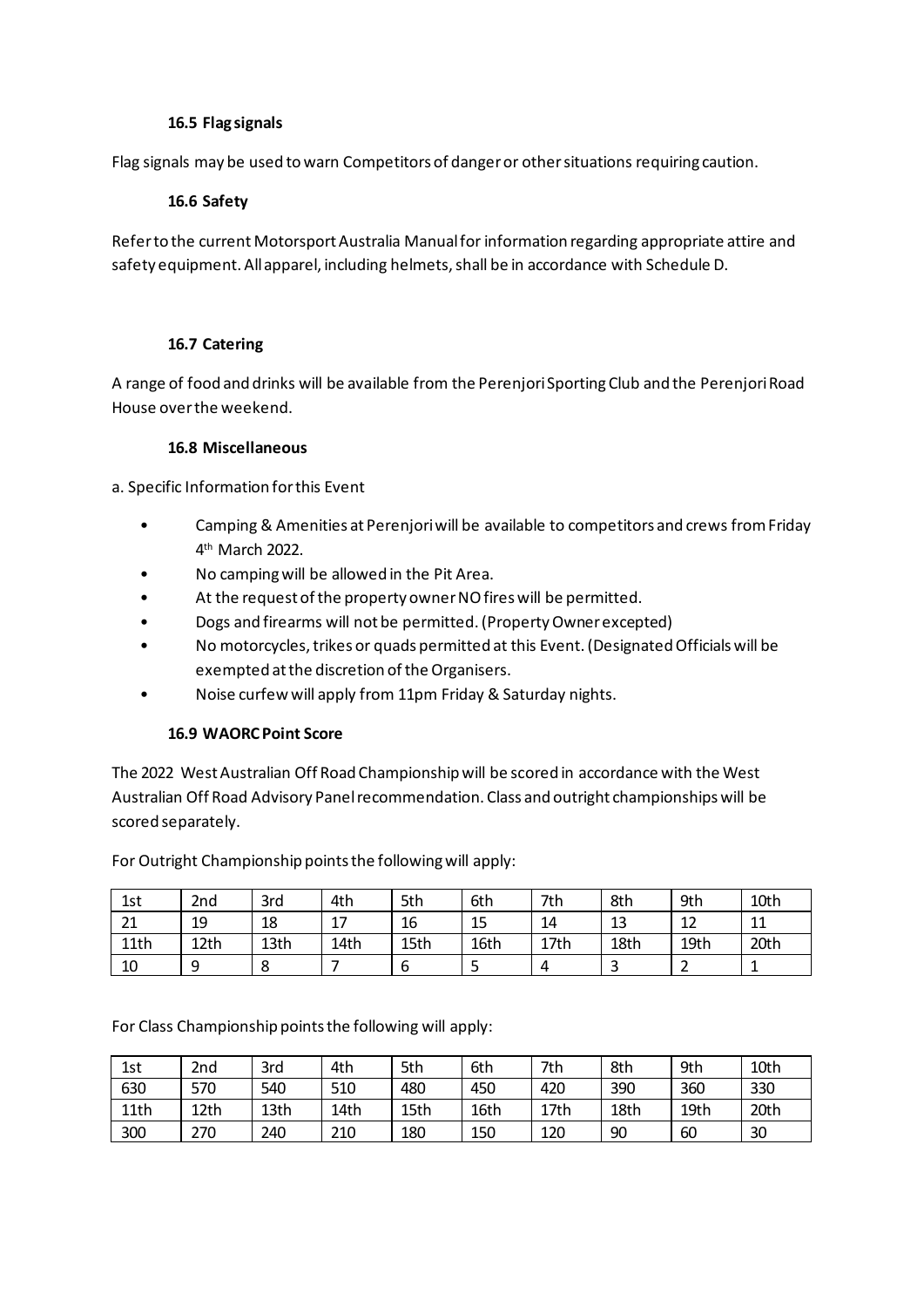### 16.5 Flag signals

Flag signals may be used to warn Competitors of danger or other situations requiring caution.

### 16.6 Safety

Refer to the current Motorsport Australia Manual for information regarding appropriate attire and safety equipment. All apparel, including helmets, shall be in accordance with Schedule D.

### 16.7 Catering

A range of food and drinks will be available from the Perenjori Sporting Club and the Perenjori Road House over the weekend.

### 16.8 Miscellaneous

a. Specific Information for this Event

- Camping & Amenities at Perenjori will be available to competitors and crews from Friday 4th March 2022.
- No camping will be allowed in the Pit Area.
- At the request of the property owner NO fires will be permitted.
- Dogs and firearms will not be permitted. (Property Owner excepted)
- No motorcycles, trikes or quads permitted at this Event. (Designated Officials will be exempted at the discretion of the Organisers.
- Noise curfew will apply from 11pm Friday & Saturday nights.

### 16.9 WAORC Point Score

The 2022 West Australian Off Road Championship will be scored in accordance with the West Australian Off Road Advisory Panel recommendation. Class and outright championships will be scored separately.

For Outright Championship points the following will apply:

| 1st | 2nd | 3rd | 4th | 5th | 6th | 7th | 8th | 9th | 10th |
|---|---|---|---|---|---|---|---|---|---|
| 21 | 19 | 18 | 17 | 16 | 15 | 14 | 13 | 12 | 11 |
| 11th | 12th | 13th | 14th | 15th | 16th | 17th | 18th | 19th | 20th |
| 10 | 9 | 8 | 7 | 6 | 5 | 4 | 3 | 2 | 1 |

For Class Championship points the following will apply:

| 1st | 2nd | 3rd | 4th | 5th | 6th | 7th | 8th | 9th | 10th |
|---|---|---|---|---|---|---|---|---|---|
| 630 | 570 | 540 | 510 | 480 | 450 | 420 | 390 | 360 | 330 |
| 11th | 12th | 13th | 14th | 15th | 16th | 17th | 18th | 19th | 20th |
| 300 | 270 | 240 | 210 | 180 | 150 | 120 | 90 | 60 | 30 |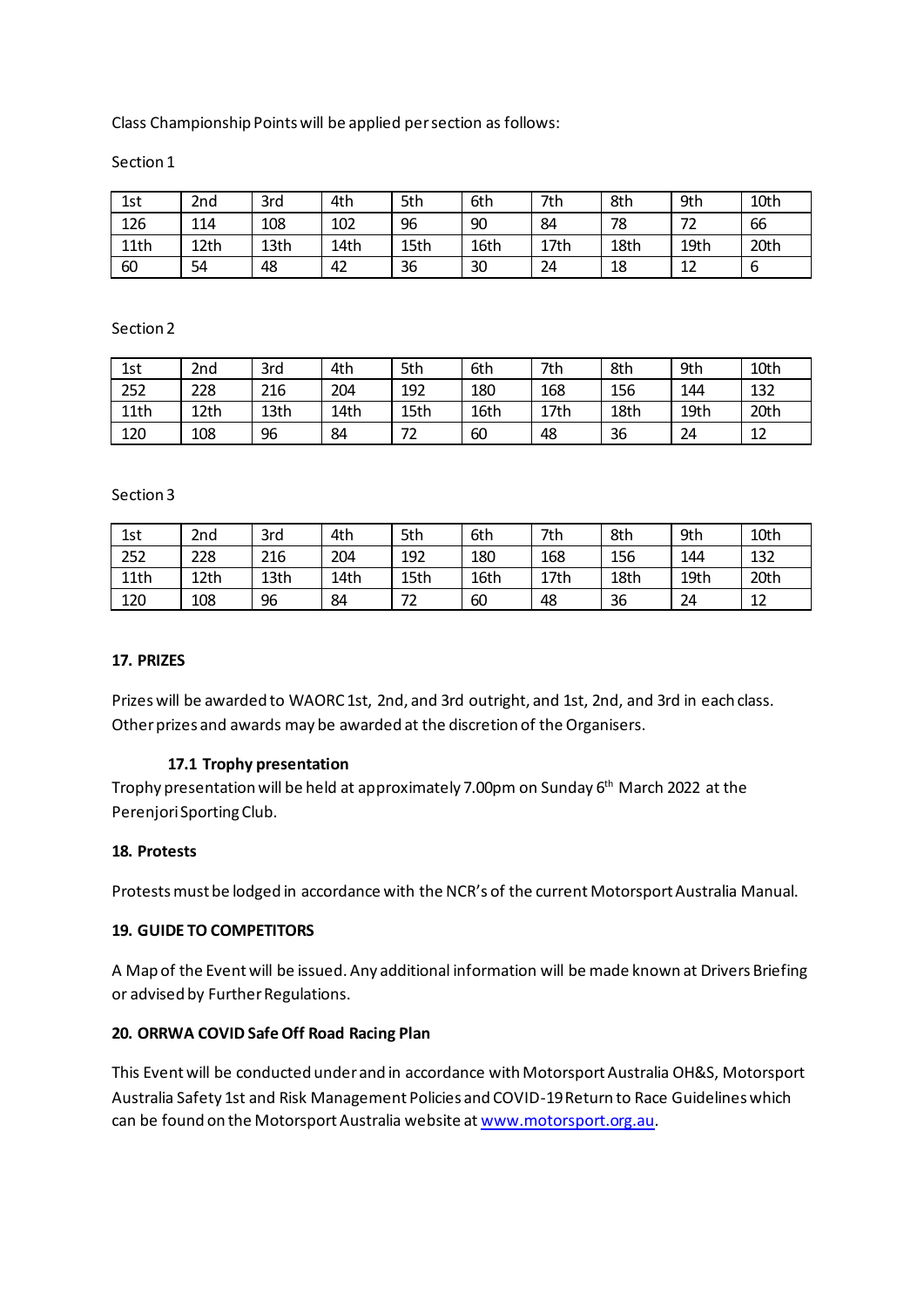Class Championship Points will be applied per section as follows:

Section 1

| 1st | 2nd | 3rd | 4th | 5th | 6th | 7th | 8th | 9th | 10th |
|---|---|---|---|---|---|---|---|---|---|
| 126 | 114 | 108 | 102 | 96 | 90 | 84 | 78 | 72 | 66 |
| 11th | 12th | 13th | 14th | 15th | 16th | 17th | 18th | 19th | 20th |
| 60 | 54 | 48 | 42 | 36 | 30 | 24 | 18 | 12 | 6 |

Section 2

| 1st | 2nd | 3rd | 4th | 5th | 6th | 7th | 8th | 9th | 10th |
|---|---|---|---|---|---|---|---|---|---|
| 252 | 228 | 216 | 204 | 192 | 180 | 168 | 156 | 144 | 132 |
| 11th | 12th | 13th | 14th | 15th | 16th | 17th | 18th | 19th | 20th |
| 120 | 108 | 96 | 84 | 72 | 60 | 48 | 36 | 24 | 12 |

Section 3

| 1st | 2nd | 3rd | 4th | 5th | 6th | 7th | 8th | 9th | 10th |
|---|---|---|---|---|---|---|---|---|---|
| 252 | 228 | 216 | 204 | 192 | 180 | 168 | 156 | 144 | 132 |
| 11th | 12th | 13th | 14th | 15th | 16th | 17th | 18th | 19th | 20th |
| 120 | 108 | 96 | 84 | 72 | 60 | 48 | 36 | 24 | 12 |

## 17. PRIZES

Prizes will be awarded to WAORC 1st, 2nd, and 3rd outright, and 1st, 2nd, and 3rd in each class. Other prizes and awards may be awarded at the discretion of the Organisers.

### 17.1 Trophy presentation

Trophy presentation will be held at approximately 7.00pm on Sunday 6th March 2022 at the Perenjori Sporting Club.

## 18. Protests

Protests must be lodged in accordance with the NCR's of the current Motorsport Australia Manual.

## 19. GUIDE TO COMPETITORS

A Map of the Event will be issued. Any additional information will be made known at Drivers Briefing or advised by Further Regulations.

## 20. ORRWA COVID Safe Off Road Racing Plan

This Event will be conducted under and in accordance with Motorsport Australia OH&S, Motorsport Australia Safety 1st and Risk Management Policies and COVID-19 Return to Race Guidelines which can be found on the Motorsport Australia website at www.motorsport.org.au.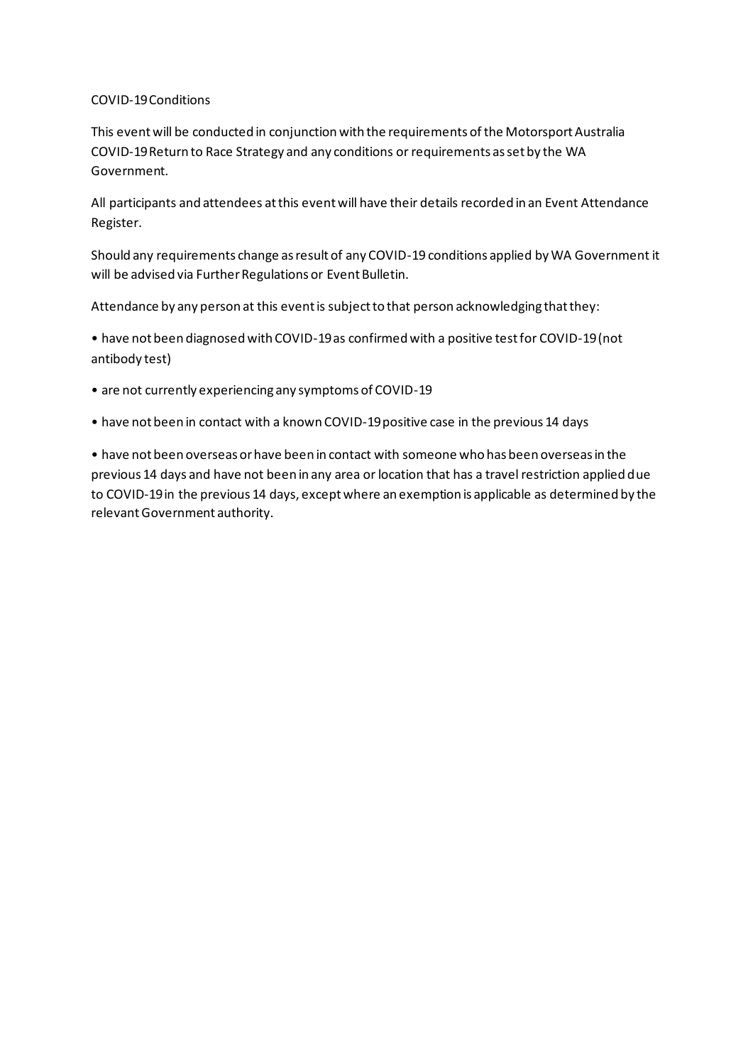COVID-19 Conditions

This event will be conducted in conjunction with the requirements of the Motorsport Australia COVID-19 Return to Race Strategy and any conditions or requirements as set by the WA Government.

All participants and attendees at this event will have their details recorded in an Event Attendance Register.

Should any requirements change as result of any COVID-19 conditions applied by WA Government it will be advised via Further Regulations or Event Bulletin.

Attendance by any person at this event is subject to that person acknowledging that they:

- have not been diagnosed with COVID-19 as confirmed with a positive test for COVID-19 (not antibody test)
- are not currently experiencing any symptoms of COVID-19
- have not been in contact with a known COVID-19 positive case in the previous 14 days
- have not been overseas or have been in contact with someone who has been overseas in the previous 14 days and have not been in any area or location that has a travel restriction applied due to COVID-19 in the previous 14 days, except where an exemption is applicable as determined by the relevant Government authority.